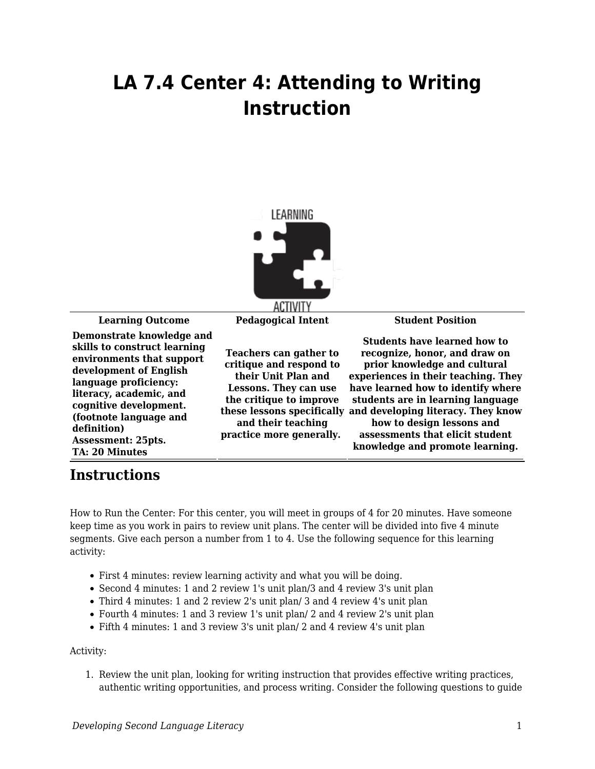# LA 7.4 Center 4: Attending to Writing Instruction

| Learning Outcome | Pedagogical Intent | Student Position |
|---|---|---|
| **Demonstrate knowledge and skills to construct learning environments that support development of English language proficiency: literacy, academic, and cognitive development. (footnote language and definition)**<br>**Assessment: 25pts.**<br>**TA: 20 Minutes** | **Teachers can gather to critique and respond to their Unit Plan and Lessons. They can use the critique to improve these lessons specifically and their teaching practice more generally.** | **Students have learned how to recognize, honor, and draw on prior knowledge and cultural experiences in their teaching. They have learned how to identify where students are in learning language and developing literacy. They know how to design lessons and assessments that elicit student knowledge and promote learning.** |

## Instructions

How to Run the Center: For this center, you will meet in groups of 4 for 20 minutes. Have someone keep time as you work in pairs to review unit plans. The center will be divided into five 4 minute segments. Give each person a number from 1 to 4. Use the following sequence for this learning activity:

- First 4 minutes: review learning activity and what you will be doing.
- Second 4 minutes: 1 and 2 review 1's unit plan/3 and 4 review 3's unit plan
- Third 4 minutes: 1 and 2 review 2's unit plan/ 3 and 4 review 4's unit plan
- Fourth 4 minutes: 1 and 3 review 1's unit plan/ 2 and 4 review 2's unit plan
- Fifth 4 minutes: 1 and 3 review 3's unit plan/ 2 and 4 review 4's unit plan

Activity:

1. Review the unit plan, looking for writing instruction that provides effective writing practices, authentic writing opportunities, and process writing. Consider the following questions to guide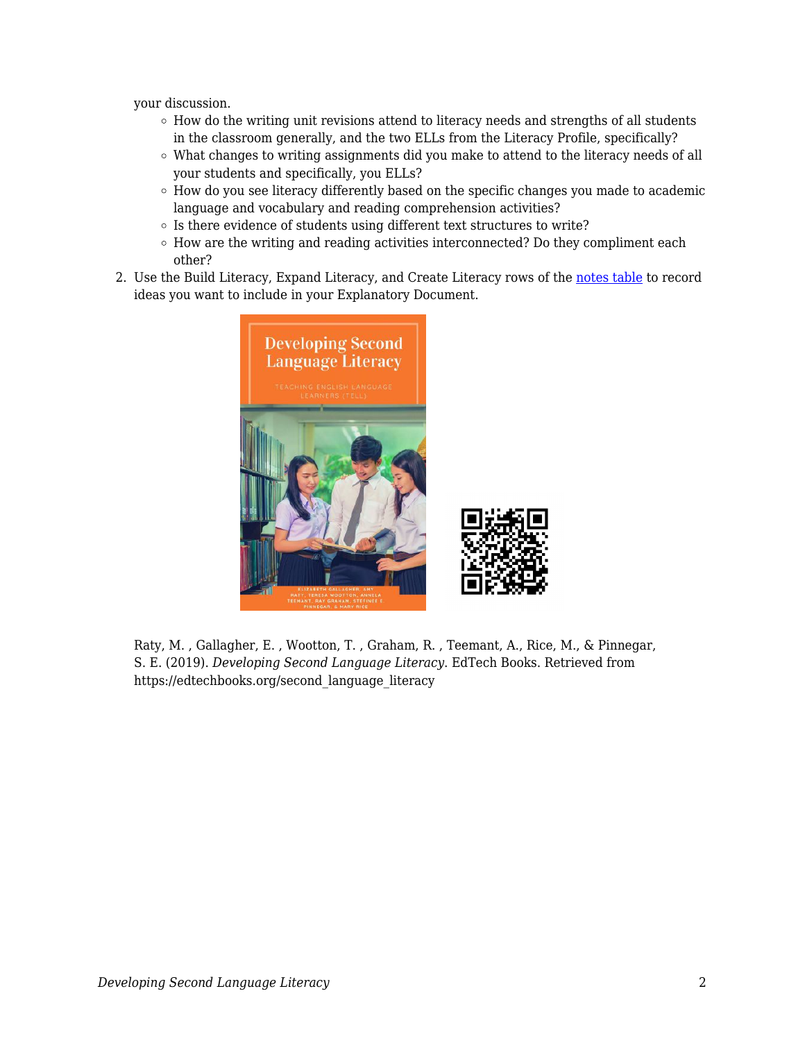your discussion.

    - How do the writing unit revisions attend to literacy needs and strengths of all students in the classroom generally, and the two ELLs from the Literacy Profile, specifically?
    - What changes to writing assignments did you make to attend to the literacy needs of all your students and specifically, you ELLs?
    - How do you see literacy differently based on the specific changes you made to academic language and vocabulary and reading comprehension activities?
    - Is there evidence of students using different text structures to write?
    - How are the writing and reading activities interconnected? Do they compliment each other?

2. Use the Build Literacy, Expand Literacy, and Create Literacy rows of the [notes table]() to record ideas you want to include in your Explanatory Document.

Raty, M. , Gallagher, E. , Wootton, T. , Graham, R. , Teemant, A., Rice, M., & Pinnegar, S. E. (2019). *Developing Second Language Literacy*. EdTech Books. Retrieved from https://edtechbooks.org/second_language_literacy